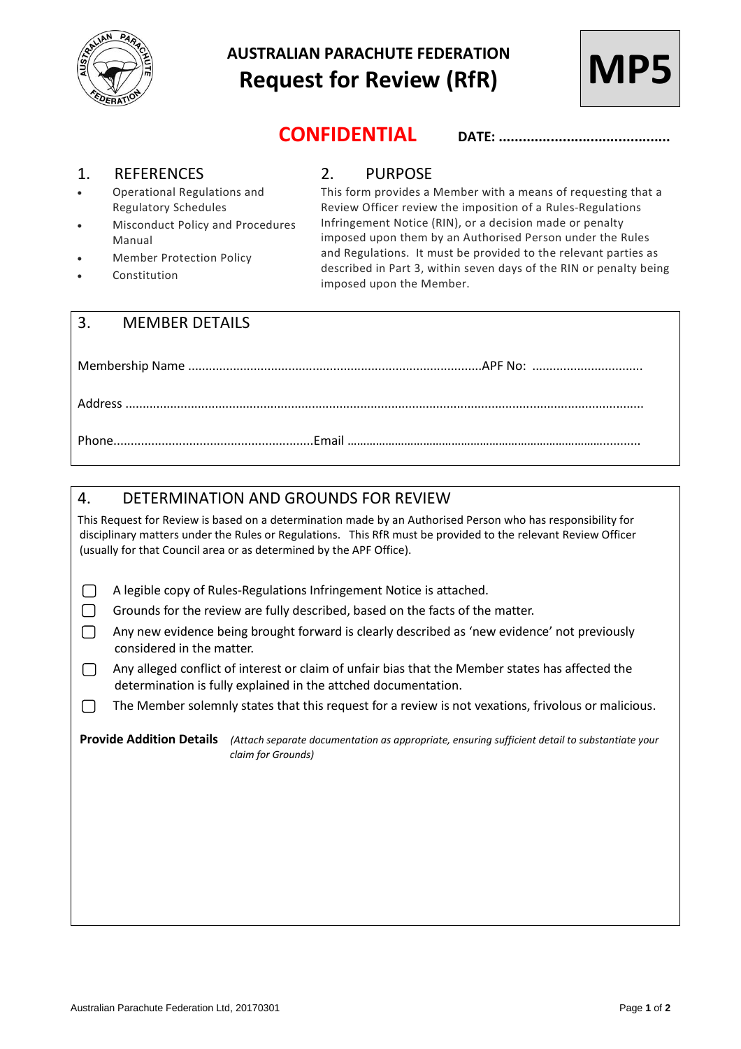# AUSTRALIAN PARACHUTE FEDERATION
# Request for Review (RfR)

**MP5**

**CONFIDENTIAL** **DATE: ..........................................**

## 1. REFERENCES

- Operational Regulations and Regulatory Schedules
- Misconduct Policy and Procedures Manual
- Member Protection Policy
- Constitution

## 2. PURPOSE

This form provides a Member with a means of requesting that a Review Officer review the imposition of a Rules-Regulations Infringement Notice (RIN), or a decision made or penalty imposed upon them by an Authorised Person under the Rules and Regulations. It must be provided to the relevant parties as described in Part 3, within seven days of the RIN or penalty being imposed upon the Member.

## 3. MEMBER DETAILS

Membership Name ..................................................................................... APF No: ...............................

Address ...................................................................................................................................................

Phone......................................................... Email ..........................................................................................

## 4. DETERMINATION AND GROUNDS FOR REVIEW

This Request for Review is based on a determination made by an Authorised Person who has responsibility for disciplinary matters under the Rules or Regulations. This RfR must be provided to the relevant Review Officer (usually for that Council area or as determined by the APF Office).

- ☐ A legible copy of Rules-Regulations Infringement Notice is attached.
- ☐ Grounds for the review are fully described, based on the facts of the matter.
- ☐ Any new evidence being brought forward is clearly described as 'new evidence' not previously considered in the matter.
- ☐ Any alleged conflict of interest or claim of unfair bias that the Member states has affected the determination is fully explained in the attched documentation.
- ☐ The Member solemnly states that this request for a review is not vexations, frivolous or malicious.

**Provide Addition Details** *(Attach separate documentation as appropriate, ensuring sufficient detail to substantiate your claim for Grounds)*

Australian Parachute Federation Ltd, 20170301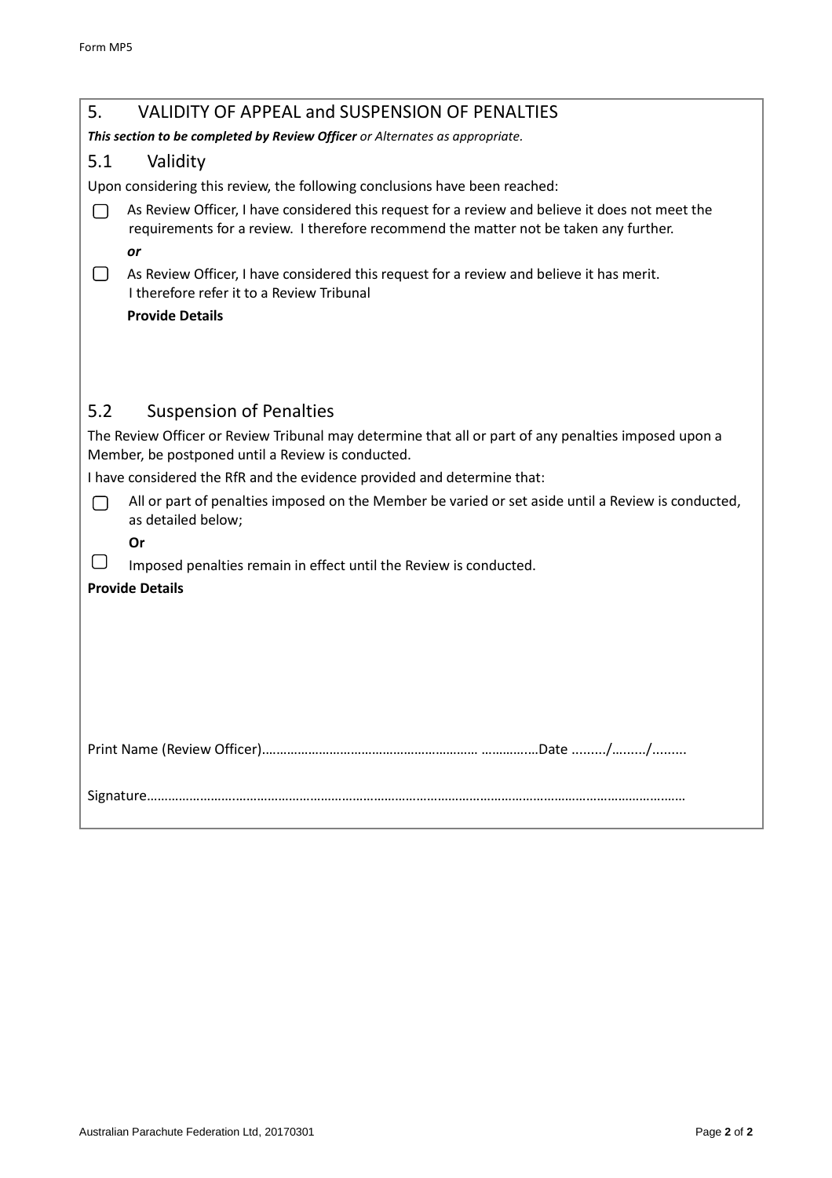## 5. VALIDITY OF APPEAL and SUSPENSION OF PENALTIES

***This section to be completed by Review Officer*** *or Alternates as appropriate.*

### 5.1 Validity

Upon considering this review, the following conclusions have been reached:

- ☐ As Review Officer, I have considered this request for a review and believe it does not meet the requirements for a review. I therefore recommend the matter not be taken any further.

  ***or***

- ☐ As Review Officer, I have considered this request for a review and believe it has merit. I therefore refer it to a Review Tribunal

  **Provide Details**

### 5.2 Suspension of Penalties

The Review Officer or Review Tribunal may determine that all or part of any penalties imposed upon a Member, be postponed until a Review is conducted.

I have considered the RfR and the evidence provided and determine that:

- ☐ All or part of penalties imposed on the Member be varied or set aside until a Review is conducted, as detailed below;

  **Or**

- ☐ Imposed penalties remain in effect until the Review is conducted.

**Provide Details**

Print Name (Review Officer)…………………………………………………… …………..…Date ........./……../.........

Signature…………………………………………………………………………………………………………………………………